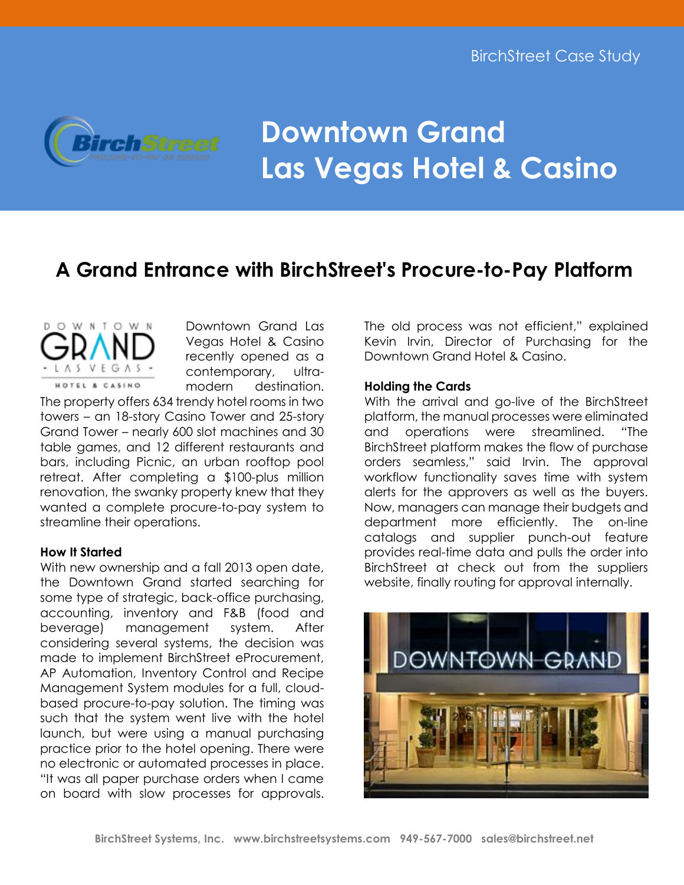BirchStreet Case Study

# Downtown Grand Las Vegas Hotel & Casino

## A Grand Entrance with BirchStreet's Procure-to-Pay Platform

Downtown Grand Las Vegas Hotel & Casino recently opened as a contemporary, ultra-modern destination. The property offers 634 trendy hotel rooms in two towers – an 18-story Casino Tower and 25-story Grand Tower – nearly 600 slot machines and 30 table games, and 12 different restaurants and bars, including Picnic, an urban rooftop pool retreat. After completing a $100-plus million renovation, the swanky property knew that they wanted a complete procure-to-pay system to streamline their operations.

**How It Started**

With new ownership and a fall 2013 open date, the Downtown Grand started searching for some type of strategic, back-office purchasing, accounting, inventory and F&B (food and beverage) management system. After considering several systems, the decision was made to implement BirchStreet eProcurement, AP Automation, Inventory Control and Recipe Management System modules for a full, cloud-based procure-to-pay solution. The timing was such that the system went live with the hotel launch, but were using a manual purchasing practice prior to the hotel opening. There were no electronic or automated processes in place. "It was all paper purchase orders when I came on board with slow processes for approvals. The old process was not efficient," explained Kevin Irvin, Director of Purchasing for the Downtown Grand Hotel & Casino.

**Holding the Cards**

With the arrival and go-live of the BirchStreet platform, the manual processes were eliminated and operations were streamlined. "The BirchStreet platform makes the flow of purchase orders seamless," said Irvin. The approval workflow functionality saves time with system alerts for the approvers as well as the buyers. Now, managers can manage their budgets and department more efficiently. The on-line catalogs and supplier punch-out feature provides real-time data and pulls the order into BirchStreet at check out from the suppliers website, finally routing for approval internally.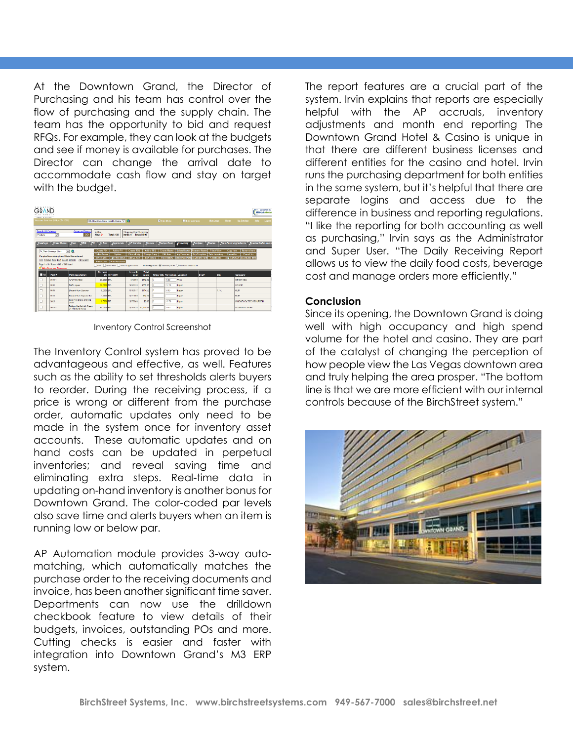At the Downtown Grand, the Director of Purchasing and his team has control over the flow of purchasing and the supply chain. The team has the opportunity to bid and request RFQs. For example, they can look at the budgets and see if money is available for purchases. The Director can change the arrival date to accommodate cash flow and stay on target with the budget.

Inventory Control Screenshot

The Inventory Control system has proved to be advantageous and effective, as well. Features such as the ability to set thresholds alerts buyers to reorder. During the receiving process, if a price is wrong or different from the purchase order, automatic updates only need to be made in the system once for inventory asset accounts. These automatic updates and on hand costs can be updated in perpetual inventories; and reveal saving time and eliminating extra steps. Real-time data in updating on-hand inventory is another bonus for Downtown Grand. The color-coded par levels also save time and alerts buyers when an item is running low or below par.

AP Automation module provides 3-way auto-matching, which automatically matches the purchase order to the receiving documents and invoice, has been another significant time saver. Departments can now use the drilldown checkbook feature to view details of their budgets, invoices, outstanding POs and more. Cutting checks is easier and faster with integration into Downtown Grand's M3 ERP system.

The report features are a crucial part of the system. Irvin explains that reports are especially helpful with the AP accruals, inventory adjustments and month end reporting The Downtown Grand Hotel & Casino is unique in that there are different business licenses and different entities for the casino and hotel. Irvin runs the purchasing department for both entities in the same system, but it's helpful that there are separate logins and access due to the difference in business and reporting regulations. "I like the reporting for both accounting as well as purchasing," Irvin says as the Administrator and Super User. "The Daily Receiving Report allows us to view the daily food costs, beverage cost and manage orders more efficiently."

## Conclusion

Since its opening, the Downtown Grand is doing well with high occupancy and high spend volume for the hotel and casino. They are part of the catalyst of changing the perception of how people view the Las Vegas downtown area and truly helping the area prosper. "The bottom line is that we are more efficient with our internal controls because of the BirchStreet system."